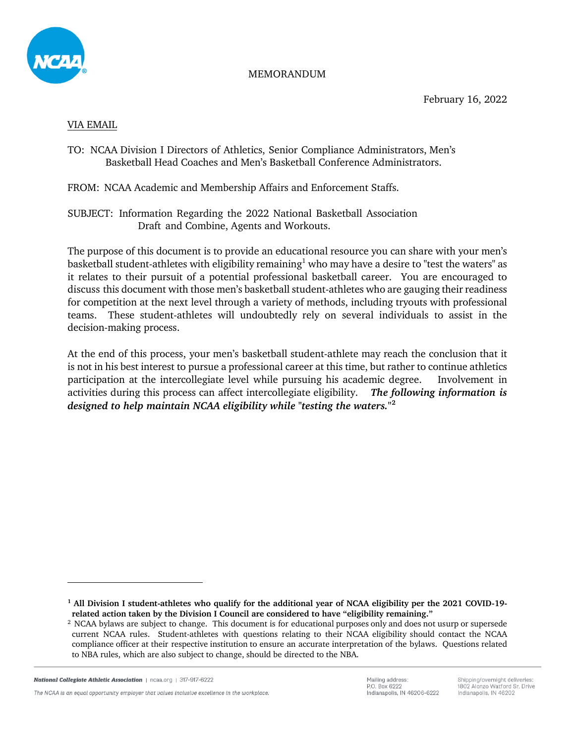MEMORANDUM

February 16, 2022

VIA EMAIL

TO: NCAA Division I Directors of Athletics, Senior Compliance Administrators, Men's Basketball Head Coaches and Men's Basketball Conference Administrators.

FROM: NCAA Academic and Membership Affairs and Enforcement Staffs.

SUBJECT: Information Regarding the 2022 National Basketball Association Draft and Combine, Agents and Workouts.

The purpose of this document is to provide an educational resource you can share with your men's basketball student-athletes with eligibility remaining[1] who may have a desire to "test the waters" as it relates to their pursuit of a potential professional basketball career. You are encouraged to discuss this document with those men's basketball student-athletes who are gauging their readiness for competition at the next level through a variety of methods, including tryouts with professional teams. These student-athletes will undoubtedly rely on several individuals to assist in the decision-making process.

At the end of this process, your men's basketball student-athlete may reach the conclusion that it is not in his best interest to pursue a professional career at this time, but rather to continue athletics participation at the intercollegiate level while pursuing his academic degree. Involvement in activities during this process can affect intercollegiate eligibility. ***The following information is designed to help maintain NCAA eligibility while "testing the waters."***[2]

---

[1] **All Division I student-athletes who qualify for the additional year of NCAA eligibility per the 2021 COVID-19-related action taken by the Division I Council are considered to have "eligibility remaining."**

[2] NCAA bylaws are subject to change. This document is for educational purposes only and does not usurp or supersede current NCAA rules. Student-athletes with questions relating to their NCAA eligibility should contact the NCAA compliance officer at their respective institution to ensure an accurate interpretation of the bylaws. Questions related to NBA rules, which are also subject to change, should be directed to the NBA.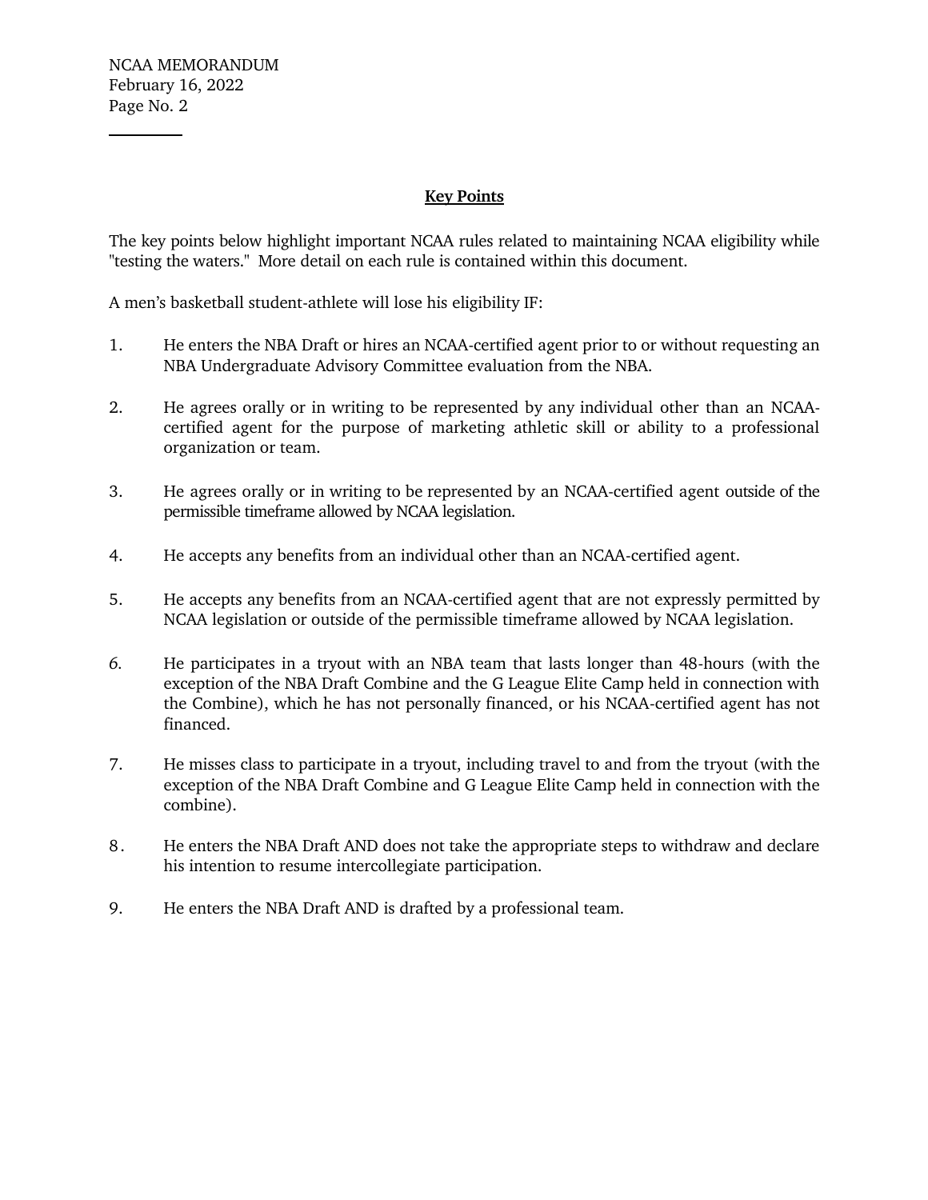## Key Points

The key points below highlight important NCAA rules related to maintaining NCAA eligibility while "testing the waters." More detail on each rule is contained within this document.

A men's basketball student-athlete will lose his eligibility IF:

1. He enters the NBA Draft or hires an NCAA-certified agent prior to or without requesting an NBA Undergraduate Advisory Committee evaluation from the NBA.

2. He agrees orally or in writing to be represented by any individual other than an NCAA-certified agent for the purpose of marketing athletic skill or ability to a professional organization or team.

3. He agrees orally or in writing to be represented by an NCAA-certified agent outside of the permissible timeframe allowed by NCAA legislation.

4. He accepts any benefits from an individual other than an NCAA-certified agent.

5. He accepts any benefits from an NCAA-certified agent that are not expressly permitted by NCAA legislation or outside of the permissible timeframe allowed by NCAA legislation.

6. He participates in a tryout with an NBA team that lasts longer than 48-hours (with the exception of the NBA Draft Combine and the G League Elite Camp held in connection with the Combine), which he has not personally financed, or his NCAA-certified agent has not financed.

7. He misses class to participate in a tryout, including travel to and from the tryout (with the exception of the NBA Draft Combine and G League Elite Camp held in connection with the combine).

8. He enters the NBA Draft AND does not take the appropriate steps to withdraw and declare his intention to resume intercollegiate participation.

9. He enters the NBA Draft AND is drafted by a professional team.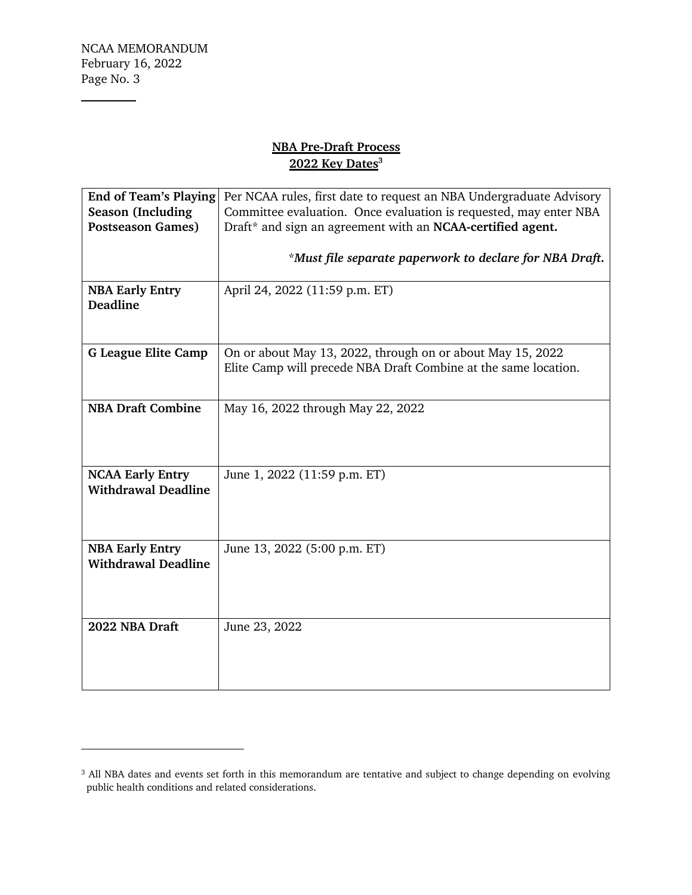**NBA Pre-Draft Process**
**2022 Key Dates**[3]

| | |
|---|---|
| **End of Team's Playing Season (Including Postseason Games)** | Per NCAA rules, first date to request an NBA Undergraduate Advisory Committee evaluation. Once evaluation is requested, may enter NBA Draft* and sign an agreement with an **NCAA-certified agent.** *\*Must file separate paperwork to declare for NBA Draft.* |
| **NBA Early Entry Deadline** | April 24, 2022 (11:59 p.m. ET) |
| **G League Elite Camp** | On or about May 13, 2022, through on or about May 15, 2022. Elite Camp will precede NBA Draft Combine at the same location. |
| **NBA Draft Combine** | May 16, 2022 through May 22, 2022 |
| **NCAA Early Entry Withdrawal Deadline** | June 1, 2022 (11:59 p.m. ET) |
| **NBA Early Entry Withdrawal Deadline** | June 13, 2022 (5:00 p.m. ET) |
| **2022 NBA Draft** | June 23, 2022 |

[3] All NBA dates and events set forth in this memorandum are tentative and subject to change depending on evolving public health conditions and related considerations.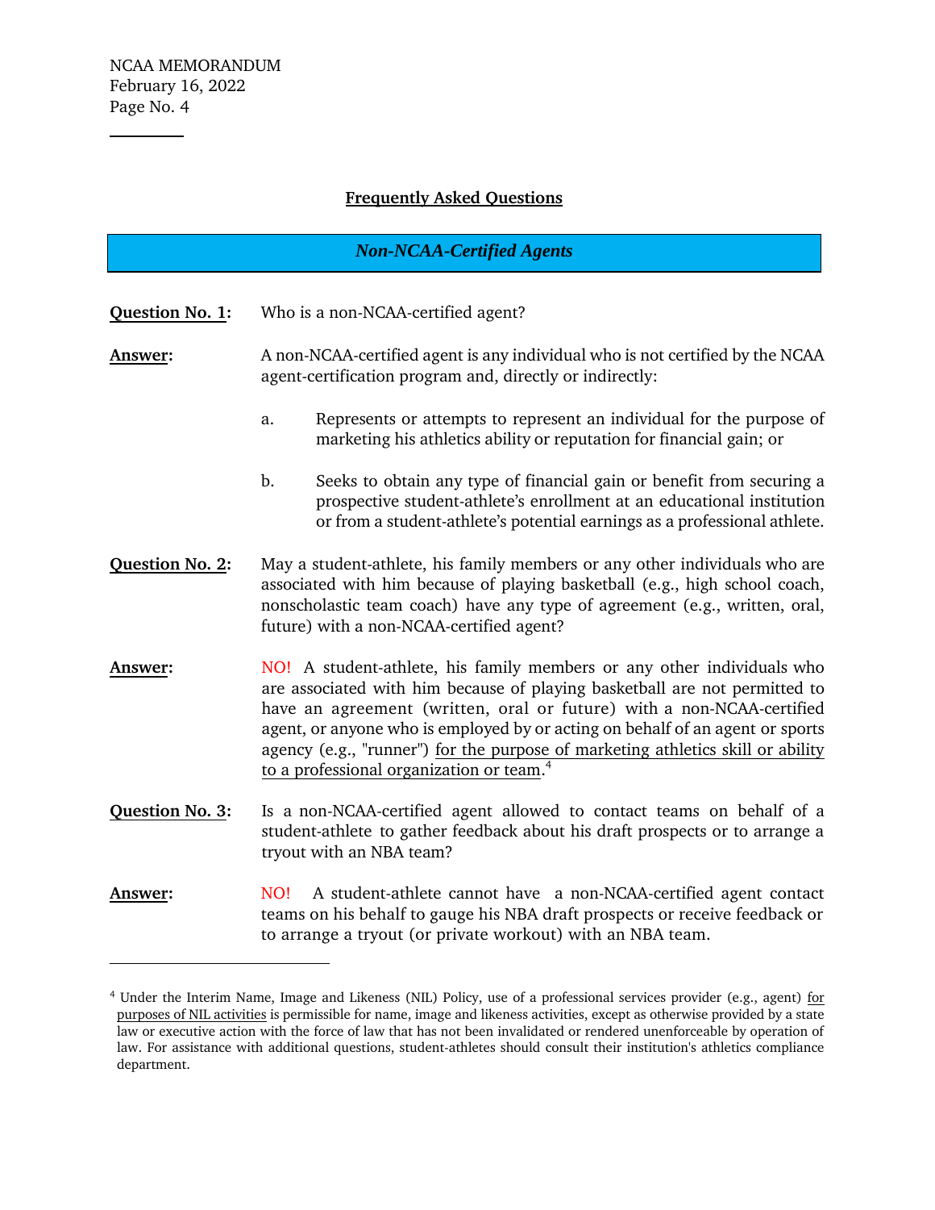## Frequently Asked Questions

### *Non-NCAA-Certified Agents*

**Question No. 1:** Who is a non-NCAA-certified agent?

**Answer:** A non-NCAA-certified agent is any individual who is not certified by the NCAA agent-certification program and, directly or indirectly:

a. Represents or attempts to represent an individual for the purpose of marketing his athletics ability or reputation for financial gain; or

b. Seeks to obtain any type of financial gain or benefit from securing a prospective student-athlete's enrollment at an educational institution or from a student-athlete's potential earnings as a professional athlete.

**Question No. 2:** May a student-athlete, his family members or any other individuals who are associated with him because of playing basketball (e.g., high school coach, nonscholastic team coach) have any type of agreement (e.g., written, oral, future) with a non-NCAA-certified agent?

**Answer:** NO! A student-athlete, his family members or any other individuals who are associated with him because of playing basketball are not permitted to have an agreement (written, oral or future) with a non-NCAA-certified agent, or anyone who is employed by or acting on behalf of an agent or sports agency (e.g., "runner") for the purpose of marketing athletics skill or ability to a professional organization or team.[4]

**Question No. 3:** Is a non-NCAA-certified agent allowed to contact teams on behalf of a student-athlete to gather feedback about his draft prospects or to arrange a tryout with an NBA team?

**Answer:** NO! A student-athlete cannot have a non-NCAA-certified agent contact teams on his behalf to gauge his NBA draft prospects or receive feedback or to arrange a tryout (or private workout) with an NBA team.

---

[4] Under the Interim Name, Image and Likeness (NIL) Policy, use of a professional services provider (e.g., agent) for purposes of NIL activities is permissible for name, image and likeness activities, except as otherwise provided by a state law or executive action with the force of law that has not been invalidated or rendered unenforceable by operation of law. For assistance with additional questions, student-athletes should consult their institution's athletics compliance department.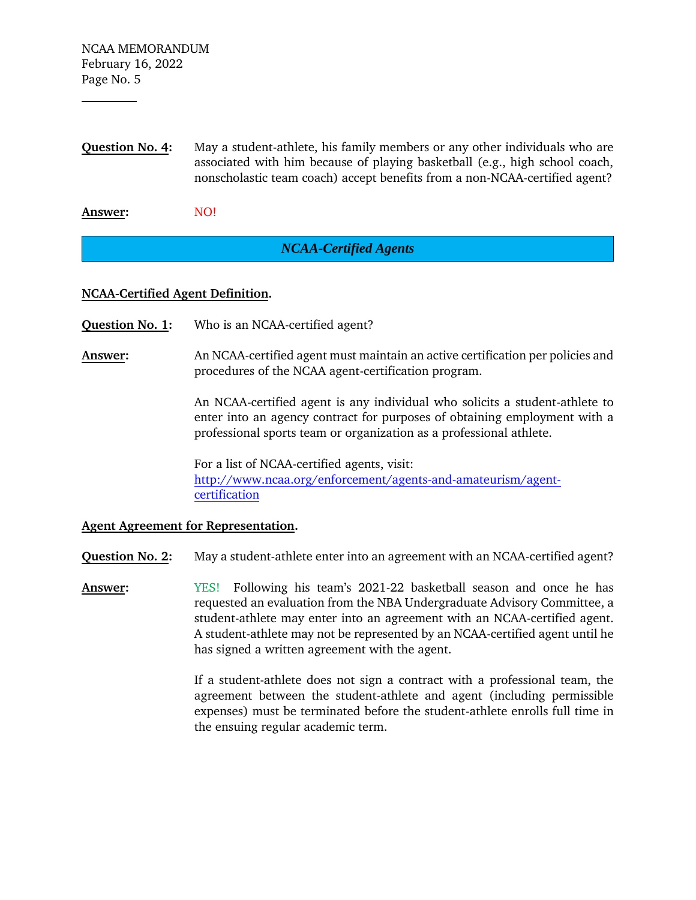**Question No. 4:** May a student-athlete, his family members or any other individuals who are associated with him because of playing basketball (e.g., high school coach, nonscholastic team coach) accept benefits from a non-NCAA-certified agent?

**Answer:** NO!

## *NCAA-Certified Agents*

**NCAA-Certified Agent Definition.**

**Question No. 1:** Who is an NCAA-certified agent?

**Answer:** An NCAA-certified agent must maintain an active certification per policies and procedures of the NCAA agent-certification program.

An NCAA-certified agent is any individual who solicits a student-athlete to enter into an agency contract for purposes of obtaining employment with a professional sports team or organization as a professional athlete.

For a list of NCAA-certified agents, visit: [http://www.ncaa.org/enforcement/agents-and-amateurism/agent-certification](http://www.ncaa.org/enforcement/agents-and-amateurism/agent-certification)

**Agent Agreement for Representation.**

**Question No. 2:** May a student-athlete enter into an agreement with an NCAA-certified agent?

**Answer:** YES! Following his team's 2021-22 basketball season and once he has requested an evaluation from the NBA Undergraduate Advisory Committee, a student-athlete may enter into an agreement with an NCAA-certified agent. A student-athlete may not be represented by an NCAA-certified agent until he has signed a written agreement with the agent.

If a student-athlete does not sign a contract with a professional team, the agreement between the student-athlete and agent (including permissible expenses) must be terminated before the student-athlete enrolls full time in the ensuing regular academic term.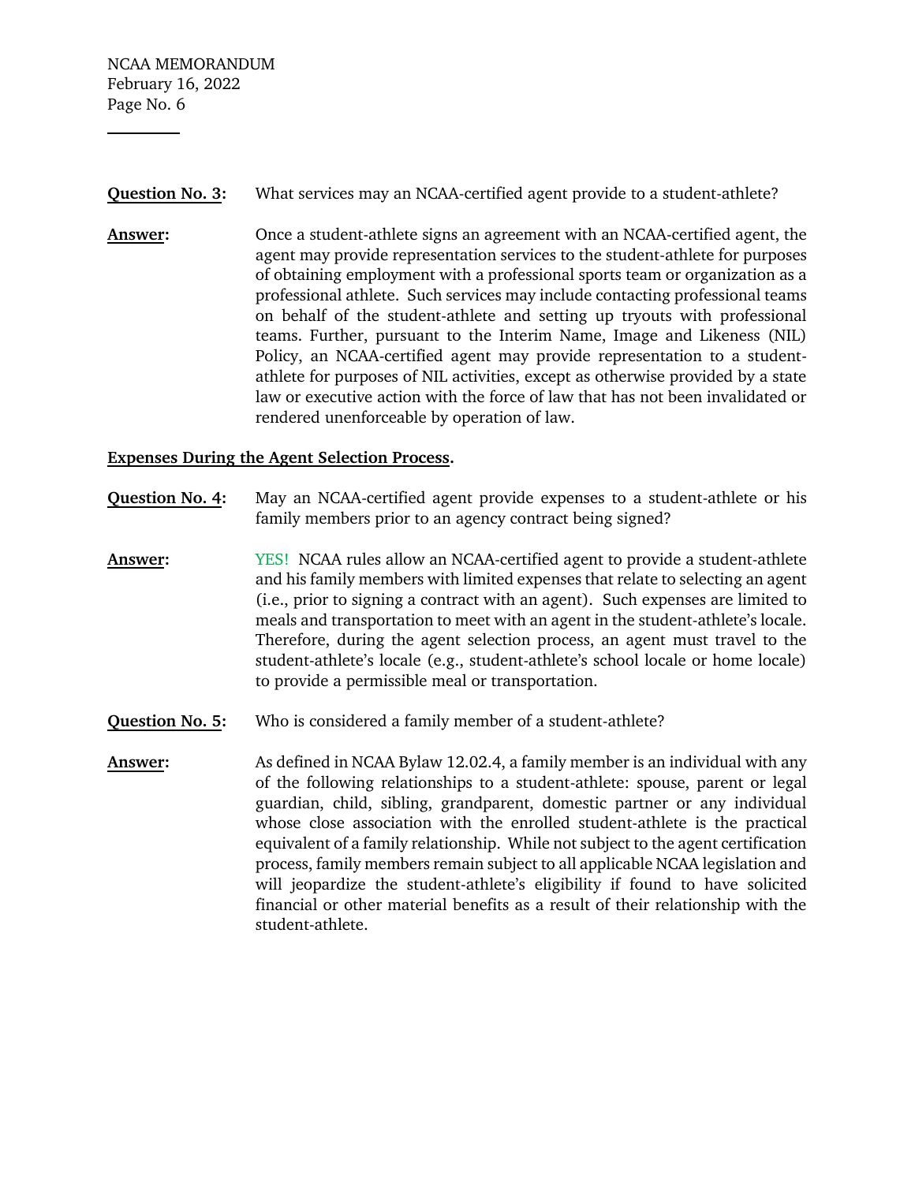**Question No. 3:** What services may an NCAA-certified agent provide to a student-athlete?

**Answer:** Once a student-athlete signs an agreement with an NCAA-certified agent, the agent may provide representation services to the student-athlete for purposes of obtaining employment with a professional sports team or organization as a professional athlete. Such services may include contacting professional teams on behalf of the student-athlete and setting up tryouts with professional teams. Further, pursuant to the Interim Name, Image and Likeness (NIL) Policy, an NCAA-certified agent may provide representation to a student-athlete for purposes of NIL activities, except as otherwise provided by a state law or executive action with the force of law that has not been invalidated or rendered unenforceable by operation of law.

**Expenses During the Agent Selection Process.**

**Question No. 4:** May an NCAA-certified agent provide expenses to a student-athlete or his family members prior to an agency contract being signed?

**Answer:** YES! NCAA rules allow an NCAA-certified agent to provide a student-athlete and his family members with limited expenses that relate to selecting an agent (i.e., prior to signing a contract with an agent). Such expenses are limited to meals and transportation to meet with an agent in the student-athlete's locale. Therefore, during the agent selection process, an agent must travel to the student-athlete's locale (e.g., student-athlete's school locale or home locale) to provide a permissible meal or transportation.

**Question No. 5:** Who is considered a family member of a student-athlete?

**Answer:** As defined in NCAA Bylaw 12.02.4, a family member is an individual with any of the following relationships to a student-athlete: spouse, parent or legal guardian, child, sibling, grandparent, domestic partner or any individual whose close association with the enrolled student-athlete is the practical equivalent of a family relationship. While not subject to the agent certification process, family members remain subject to all applicable NCAA legislation and will jeopardize the student-athlete's eligibility if found to have solicited financial or other material benefits as a result of their relationship with the student-athlete.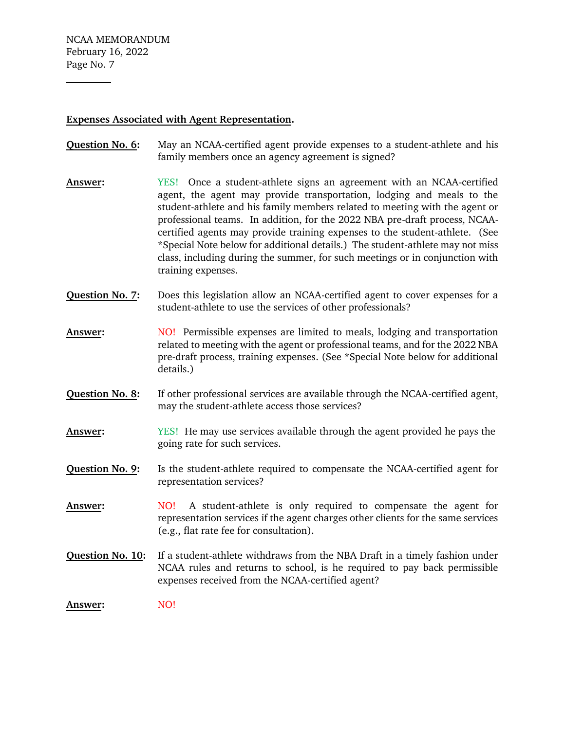**Expenses Associated with Agent Representation.**

**Question No. 6:** May an NCAA-certified agent provide expenses to a student-athlete and his family members once an agency agreement is signed?

**Answer:** YES! Once a student-athlete signs an agreement with an NCAA-certified agent, the agent may provide transportation, lodging and meals to the student-athlete and his family members related to meeting with the agent or professional teams. In addition, for the 2022 NBA pre-draft process, NCAA-certified agents may provide training expenses to the student-athlete. (See *Special Note below for additional details.) The student-athlete may not miss class, including during the summer, for such meetings or in conjunction with training expenses.

**Question No. 7:** Does this legislation allow an NCAA-certified agent to cover expenses for a student-athlete to use the services of other professionals?

**Answer:** NO! Permissible expenses are limited to meals, lodging and transportation related to meeting with the agent or professional teams, and for the 2022 NBA pre-draft process, training expenses. (See *Special Note below for additional details.)

**Question No. 8:** If other professional services are available through the NCAA-certified agent, may the student-athlete access those services?

**Answer:** YES! He may use services available through the agent provided he pays the going rate for such services.

**Question No. 9:** Is the student-athlete required to compensate the NCAA-certified agent for representation services?

**Answer:** NO! A student-athlete is only required to compensate the agent for representation services if the agent charges other clients for the same services (e.g., flat rate fee for consultation).

**Question No. 10:** If a student-athlete withdraws from the NBA Draft in a timely fashion under NCAA rules and returns to school, is he required to pay back permissible expenses received from the NCAA-certified agent?

**Answer:** NO!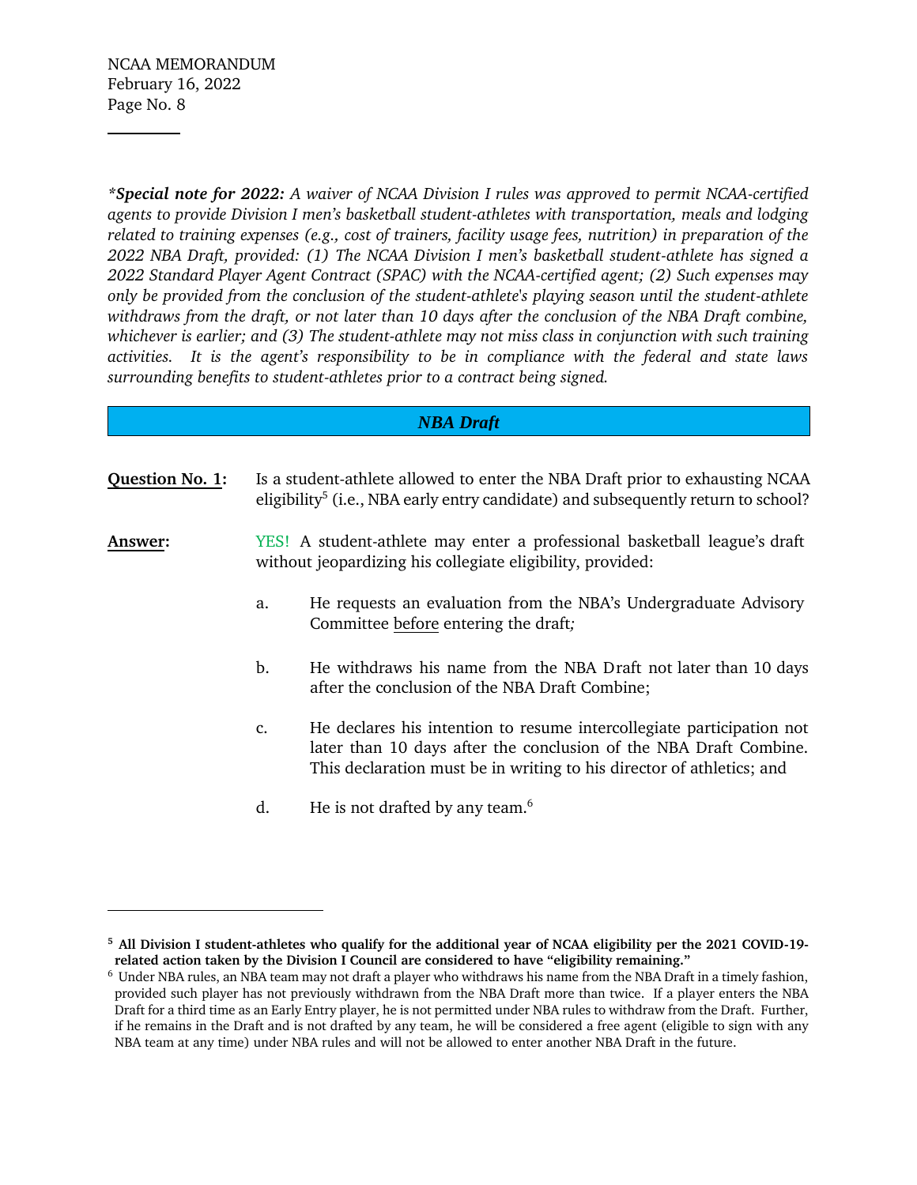***Special note for 2022:*** *A waiver of NCAA Division I rules was approved to permit NCAA-certified agents to provide Division I men's basketball student-athletes with transportation, meals and lodging related to training expenses (e.g., cost of trainers, facility usage fees, nutrition) in preparation of the 2022 NBA Draft, provided: (1) The NCAA Division I men's basketball student-athlete has signed a 2022 Standard Player Agent Contract (SPAC) with the NCAA-certified agent; (2) Such expenses may only be provided from the conclusion of the student-athlete's playing season until the student-athlete withdraws from the draft, or not later than 10 days after the conclusion of the NBA Draft combine, whichever is earlier; and (3) The student-athlete may not miss class in conjunction with such training activities. It is the agent's responsibility to be in compliance with the federal and state laws surrounding benefits to student-athletes prior to a contract being signed.*

## *NBA Draft*

**Question No. 1:** Is a student-athlete allowed to enter the NBA Draft prior to exhausting NCAA eligibility[5] (i.e., NBA early entry candidate) and subsequently return to school?

**Answer:** YES! A student-athlete may enter a professional basketball league's draft without jeopardizing his collegiate eligibility, provided:

a. He requests an evaluation from the NBA's Undergraduate Advisory Committee before entering the draft;

b. He withdraws his name from the NBA Draft not later than 10 days after the conclusion of the NBA Draft Combine;

c. He declares his intention to resume intercollegiate participation not later than 10 days after the conclusion of the NBA Draft Combine. This declaration must be in writing to his director of athletics; and

d. He is not drafted by any team.[6]

---

[5] **All Division I student-athletes who qualify for the additional year of NCAA eligibility per the 2021 COVID-19-related action taken by the Division I Council are considered to have "eligibility remaining."**

[6] Under NBA rules, an NBA team may not draft a player who withdraws his name from the NBA Draft in a timely fashion, provided such player has not previously withdrawn from the NBA Draft more than twice. If a player enters the NBA Draft for a third time as an Early Entry player, he is not permitted under NBA rules to withdraw from the Draft. Further, if he remains in the Draft and is not drafted by any team, he will be considered a free agent (eligible to sign with any NBA team at any time) under NBA rules and will not be allowed to enter another NBA Draft in the future.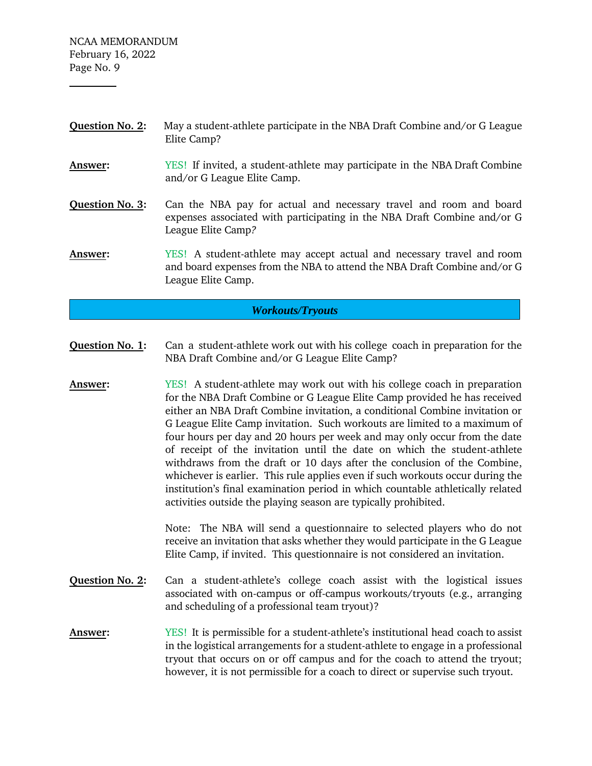**Question No. 2:** May a student-athlete participate in the NBA Draft Combine and/or G League Elite Camp?

**Answer:** YES! If invited, a student-athlete may participate in the NBA Draft Combine and/or G League Elite Camp.

**Question No. 3:** Can the NBA pay for actual and necessary travel and room and board expenses associated with participating in the NBA Draft Combine and/or G League Elite Camp?

**Answer:** YES! A student-athlete may accept actual and necessary travel and room and board expenses from the NBA to attend the NBA Draft Combine and/or G League Elite Camp.

## *Workouts/Tryouts*

**Question No. 1:** Can a student-athlete work out with his college coach in preparation for the NBA Draft Combine and/or G League Elite Camp?

**Answer:** YES! A student-athlete may work out with his college coach in preparation for the NBA Draft Combine or G League Elite Camp provided he has received either an NBA Draft Combine invitation, a conditional Combine invitation or G League Elite Camp invitation. Such workouts are limited to a maximum of four hours per day and 20 hours per week and may only occur from the date of receipt of the invitation until the date on which the student-athlete withdraws from the draft or 10 days after the conclusion of the Combine, whichever is earlier. This rule applies even if such workouts occur during the institution's final examination period in which countable athletically related activities outside the playing season are typically prohibited.

Note: The NBA will send a questionnaire to selected players who do not receive an invitation that asks whether they would participate in the G League Elite Camp, if invited. This questionnaire is not considered an invitation.

**Question No. 2:** Can a student-athlete's college coach assist with the logistical issues associated with on-campus or off-campus workouts/tryouts (e.g., arranging and scheduling of a professional team tryout)?

**Answer:** YES! It is permissible for a student-athlete's institutional head coach to assist in the logistical arrangements for a student-athlete to engage in a professional tryout that occurs on or off campus and for the coach to attend the tryout; however, it is not permissible for a coach to direct or supervise such tryout.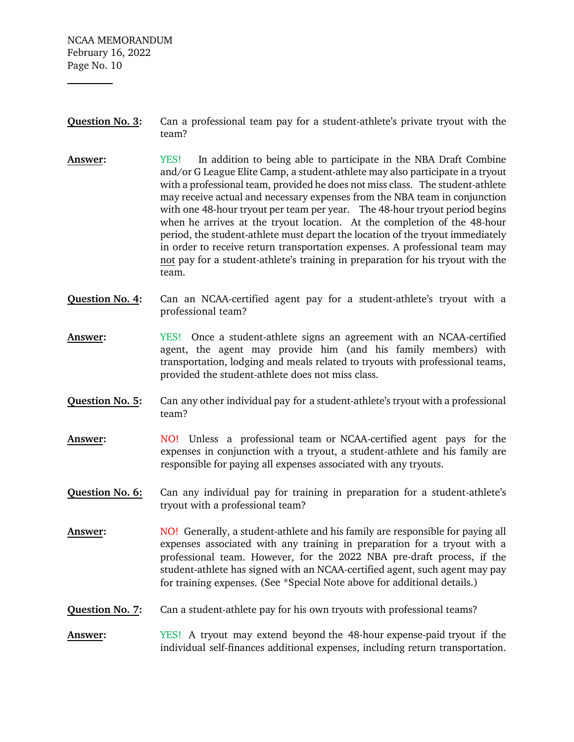**Question No. 3:** Can a professional team pay for a student-athlete's private tryout with the team?

**Answer:** YES! In addition to being able to participate in the NBA Draft Combine and/or G League Elite Camp, a student-athlete may also participate in a tryout with a professional team, provided he does not miss class. The student-athlete may receive actual and necessary expenses from the NBA team in conjunction with one 48-hour tryout per team per year. The 48-hour tryout period begins when he arrives at the tryout location. At the completion of the 48-hour period, the student-athlete must depart the location of the tryout immediately in order to receive return transportation expenses. A professional team may not pay for a student-athlete's training in preparation for his tryout with the team.

**Question No. 4:** Can an NCAA-certified agent pay for a student-athlete's tryout with a professional team?

**Answer:** YES! Once a student-athlete signs an agreement with an NCAA-certified agent, the agent may provide him (and his family members) with transportation, lodging and meals related to tryouts with professional teams, provided the student-athlete does not miss class.

**Question No. 5:** Can any other individual pay for a student-athlete's tryout with a professional team?

**Answer:** NO! Unless a professional team or NCAA-certified agent pays for the expenses in conjunction with a tryout, a student-athlete and his family are responsible for paying all expenses associated with any tryouts.

**Question No. 6:** Can any individual pay for training in preparation for a student-athlete's tryout with a professional team?

**Answer:** NO! Generally, a student-athlete and his family are responsible for paying all expenses associated with any training in preparation for a tryout with a professional team. However, for the 2022 NBA pre-draft process, if the student-athlete has signed with an NCAA-certified agent, such agent may pay for training expenses. (See *Special Note above for additional details.)

**Question No. 7:** Can a student-athlete pay for his own tryouts with professional teams?

**Answer:** YES! A tryout may extend beyond the 48-hour expense-paid tryout if the individual self-finances additional expenses, including return transportation.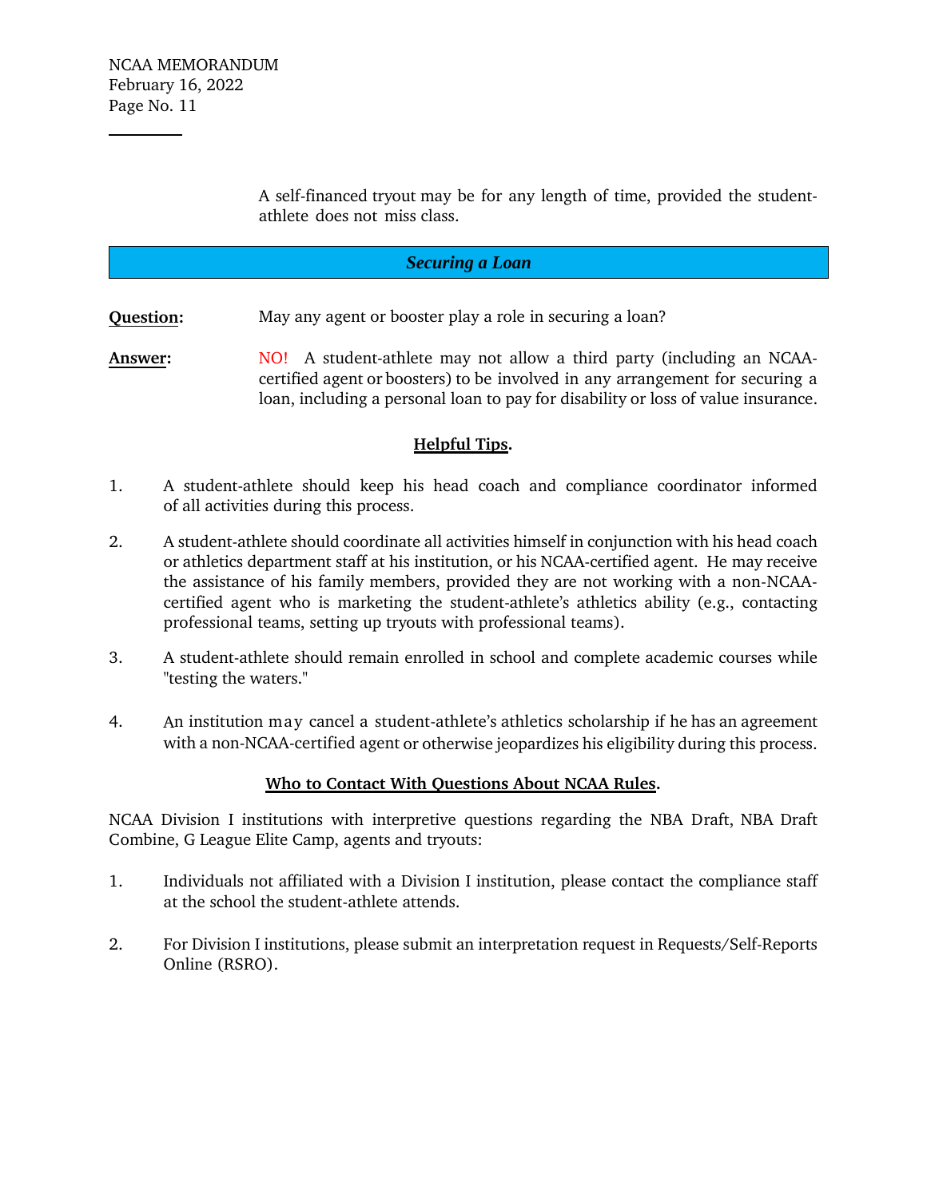A self-financed tryout may be for any length of time, provided the student-athlete does not miss class.

## *Securing a Loan*

**Question:** May any agent or booster play a role in securing a loan?

**Answer:** NO! A student-athlete may not allow a third party (including an NCAA-certified agent or boosters) to be involved in any arrangement for securing a loan, including a personal loan to pay for disability or loss of value insurance.

### Helpful Tips.

1. A student-athlete should keep his head coach and compliance coordinator informed of all activities during this process.

2. A student-athlete should coordinate all activities himself in conjunction with his head coach or athletics department staff at his institution, or his NCAA-certified agent. He may receive the assistance of his family members, provided they are not working with a non-NCAA-certified agent who is marketing the student-athlete's athletics ability (e.g., contacting professional teams, setting up tryouts with professional teams).

3. A student-athlete should remain enrolled in school and complete academic courses while "testing the waters."

4. An institution may cancel a student-athlete's athletics scholarship if he has an agreement with a non-NCAA-certified agent or otherwise jeopardizes his eligibility during this process.

### Who to Contact With Questions About NCAA Rules.

NCAA Division I institutions with interpretive questions regarding the NBA Draft, NBA Draft Combine, G League Elite Camp, agents and tryouts:

1. Individuals not affiliated with a Division I institution, please contact the compliance staff at the school the student-athlete attends.

2. For Division I institutions, please submit an interpretation request in Requests/Self-Reports Online (RSRO).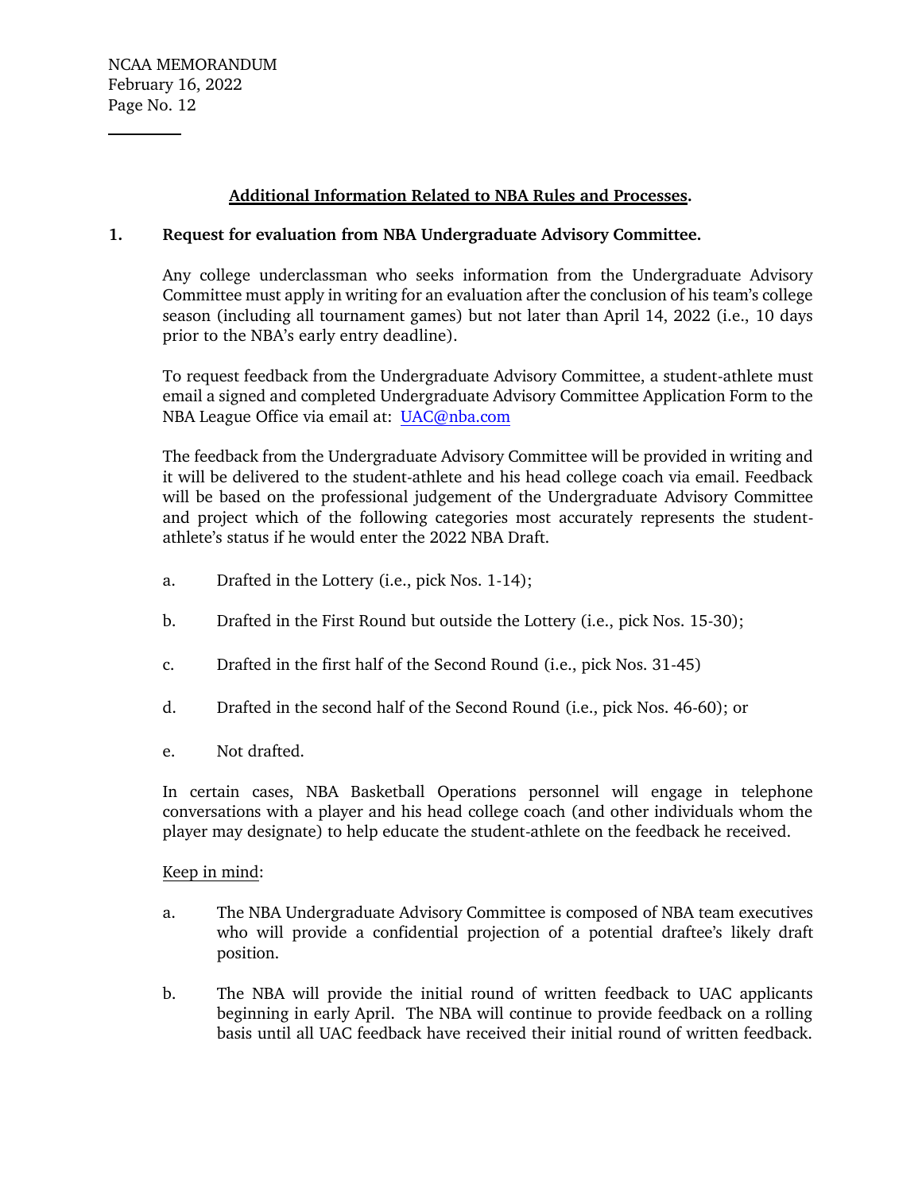## Additional Information Related to NBA Rules and Processes.

### 1. Request for evaluation from NBA Undergraduate Advisory Committee.

Any college underclassman who seeks information from the Undergraduate Advisory Committee must apply in writing for an evaluation after the conclusion of his team's college season (including all tournament games) but not later than April 14, 2022 (i.e., 10 days prior to the NBA's early entry deadline).

To request feedback from the Undergraduate Advisory Committee, a student-athlete must email a signed and completed Undergraduate Advisory Committee Application Form to the NBA League Office via email at: [UAC@nba.com](mailto:UAC@nba.com)

The feedback from the Undergraduate Advisory Committee will be provided in writing and it will be delivered to the student-athlete and his head college coach via email. Feedback will be based on the professional judgement of the Undergraduate Advisory Committee and project which of the following categories most accurately represents the student-athlete's status if he would enter the 2022 NBA Draft.

a. Drafted in the Lottery (i.e., pick Nos. 1-14);

b. Drafted in the First Round but outside the Lottery (i.e., pick Nos. 15-30);

c. Drafted in the first half of the Second Round (i.e., pick Nos. 31-45)

d. Drafted in the second half of the Second Round (i.e., pick Nos. 46-60); or

e. Not drafted.

In certain cases, NBA Basketball Operations personnel will engage in telephone conversations with a player and his head college coach (and other individuals whom the player may designate) to help educate the student-athlete on the feedback he received.

<u>Keep in mind</u>:

a. The NBA Undergraduate Advisory Committee is composed of NBA team executives who will provide a confidential projection of a potential draftee's likely draft position.

b. The NBA will provide the initial round of written feedback to UAC applicants beginning in early April. The NBA will continue to provide feedback on a rolling basis until all UAC feedback have received their initial round of written feedback.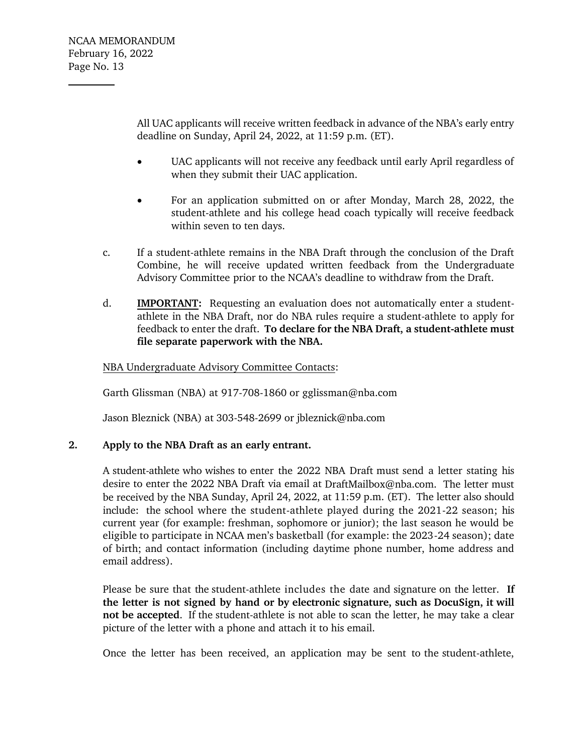All UAC applicants will receive written feedback in advance of the NBA's early entry deadline on Sunday, April 24, 2022, at 11:59 p.m. (ET).

- UAC applicants will not receive any feedback until early April regardless of when they submit their UAC application.
- For an application submitted on or after Monday, March 28, 2022, the student-athlete and his college head coach typically will receive feedback within seven to ten days.

c. If a student-athlete remains in the NBA Draft through the conclusion of the Draft Combine, he will receive updated written feedback from the Undergraduate Advisory Committee prior to the NCAA's deadline to withdraw from the Draft.

d. **IMPORTANT:** Requesting an evaluation does not automatically enter a student-athlete in the NBA Draft, nor do NBA rules require a student-athlete to apply for feedback to enter the draft. **To declare for the NBA Draft, a student-athlete must file separate paperwork with the NBA.**

NBA Undergraduate Advisory Committee Contacts:

Garth Glissman (NBA) at 917-708-1860 or gglissman@nba.com

Jason Bleznick (NBA) at 303-548-2699 or jbleznick@nba.com

**2. Apply to the NBA Draft as an early entrant.**

A student-athlete who wishes to enter the 2022 NBA Draft must send a letter stating his desire to enter the 2022 NBA Draft via email at DraftMailbox@nba.com. The letter must be received by the NBA Sunday, April 24, 2022, at 11:59 p.m. (ET). The letter also should include: the school where the student-athlete played during the 2021-22 season; his current year (for example: freshman, sophomore or junior); the last season he would be eligible to participate in NCAA men's basketball (for example: the 2023-24 season); date of birth; and contact information (including daytime phone number, home address and email address).

Please be sure that the student-athlete includes the date and signature on the letter. **If the letter is not signed by hand or by electronic signature, such as DocuSign, it will not be accepted**. If the student-athlete is not able to scan the letter, he may take a clear picture of the letter with a phone and attach it to his email.

Once the letter has been received, an application may be sent to the student-athlete,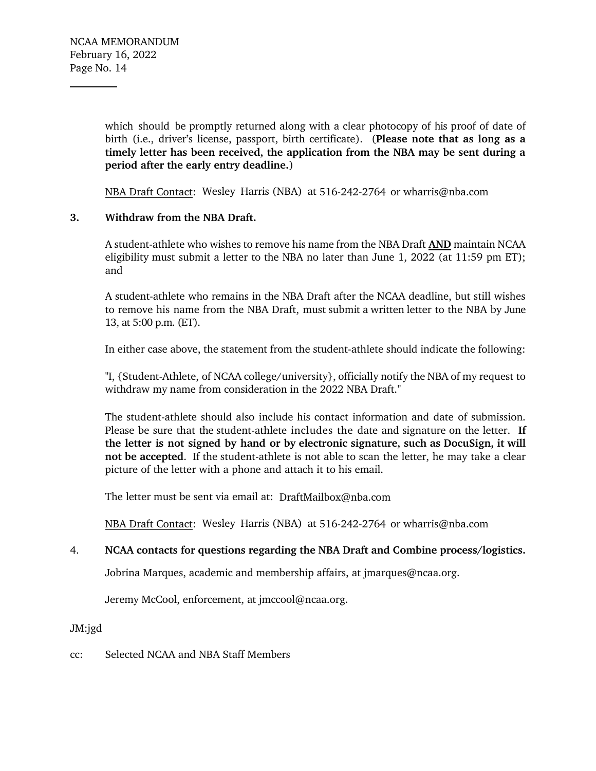which should be promptly returned along with a clear photocopy of his proof of date of birth (i.e., driver's license, passport, birth certificate). (**Please note that as long as a timely letter has been received, the application from the NBA may be sent during a period after the early entry deadline.**)

NBA Draft Contact: Wesley Harris (NBA) at 516-242-2764 or wharris@nba.com

**3. Withdraw from the NBA Draft.**

A student-athlete who wishes to remove his name from the NBA Draft **AND** maintain NCAA eligibility must submit a letter to the NBA no later than June 1, 2022 (at 11:59 pm ET); and

A student-athlete who remains in the NBA Draft after the NCAA deadline, but still wishes to remove his name from the NBA Draft, must submit a written letter to the NBA by June 13, at 5:00 p.m. (ET).

In either case above, the statement from the student-athlete should indicate the following:

"I, {Student-Athlete, of NCAA college/university}, officially notify the NBA of my request to withdraw my name from consideration in the 2022 NBA Draft."

The student-athlete should also include his contact information and date of submission. Please be sure that the student-athlete includes the date and signature on the letter. **If the letter is not signed by hand or by electronic signature, such as DocuSign, it will not be accepted**. If the student-athlete is not able to scan the letter, he may take a clear picture of the letter with a phone and attach it to his email.

The letter must be sent via email at: DraftMailbox@nba.com

NBA Draft Contact: Wesley Harris (NBA) at 516-242-2764 or wharris@nba.com

**4. NCAA contacts for questions regarding the NBA Draft and Combine process/logistics.**

Jobrina Marques, academic and membership affairs, at jmarques@ncaa.org.

Jeremy McCool, enforcement, at jmccool@ncaa.org.

JM:jgd

cc: Selected NCAA and NBA Staff Members